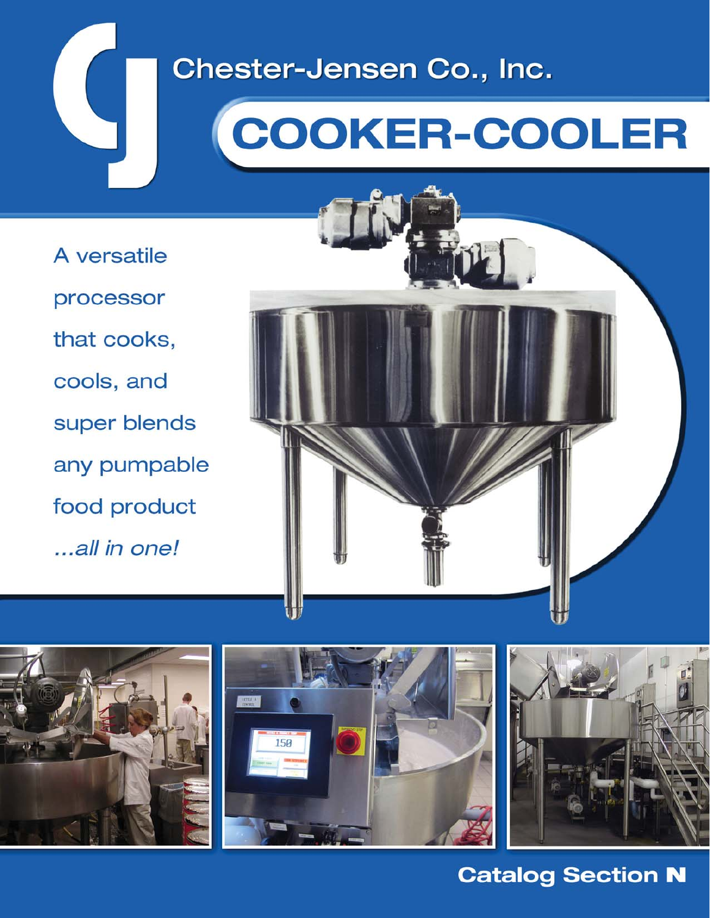Chester-Jensen Co., Inc.

# COOKER-COOLER

A versatile processor that cooks, cools, and super blends any pumpable food product *...all in one!*

**Catalog Section N**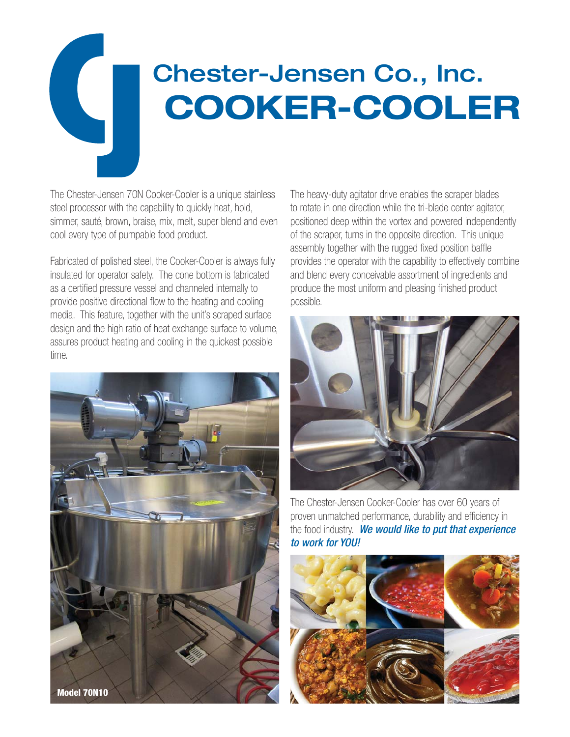# Chester-Jensen Co., Inc.
# COOKER-COOLER

The Chester-Jensen 70N Cooker-Cooler is a unique stainless steel processor with the capability to quickly heat, hold, simmer, sauté, brown, braise, mix, melt, super blend and even cool every type of pumpable food product.

Fabricated of polished steel, the Cooker-Cooler is always fully insulated for operator safety. The cone bottom is fabricated as a certified pressure vessel and channeled internally to provide positive directional flow to the heating and cooling media. This feature, together with the unit's scraped surface design and the high ratio of heat exchange surface to volume, assures product heating and cooling in the quickest possible time.

**Model 70N10**

The heavy-duty agitator drive enables the scraper blades to rotate in one direction while the tri-blade center agitator, positioned deep within the vortex and powered independently of the scraper, turns in the opposite direction. This unique assembly together with the rugged fixed position baffle provides the operator with the capability to effectively combine and blend every conceivable assortment of ingredients and produce the most uniform and pleasing finished product possible.

The Chester-Jensen Cooker-Cooler has over 60 years of proven unmatched performance, durability and efficiency in the food industry. ***We would like to put that experience to work for YOU!***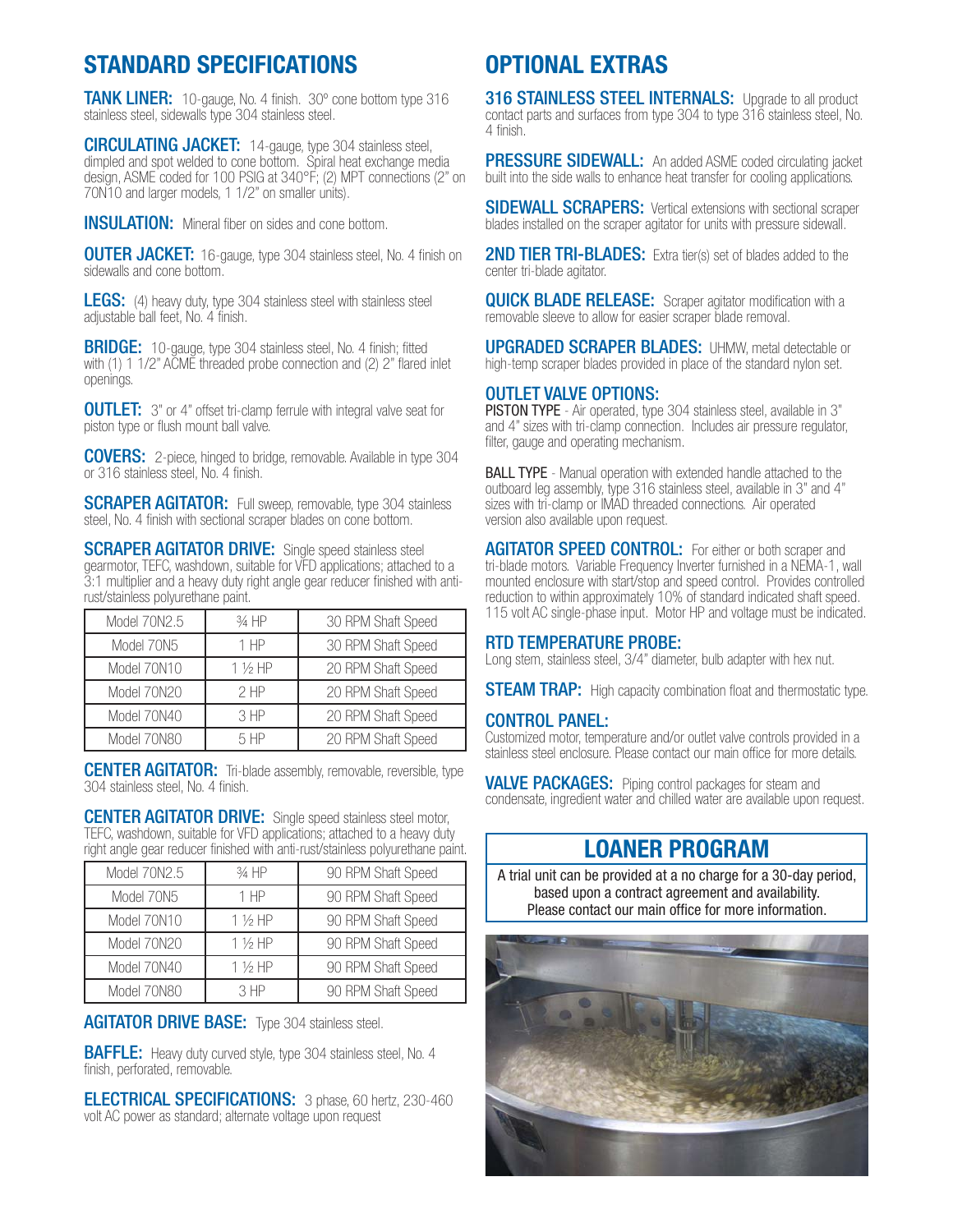## STANDARD SPECIFICATIONS

**TANK LINER:** 10-gauge, No. 4 finish. 30º cone bottom type 316 stainless steel, sidewalls type 304 stainless steel.

**CIRCULATING JACKET:** 14-gauge, type 304 stainless steel, dimpled and spot welded to cone bottom. Spiral heat exchange media design, ASME coded for 100 PSIG at 340°F; (2) MPT connections (2" on 70N10 and larger models, 1 1/2" on smaller units).

**INSULATION:** Mineral fiber on sides and cone bottom.

**OUTER JACKET:** 16-gauge, type 304 stainless steel, No. 4 finish on sidewalls and cone bottom.

**LEGS:** (4) heavy duty, type 304 stainless steel with stainless steel adjustable ball feet, No. 4 finish.

**BRIDGE:** 10-gauge, type 304 stainless steel, No. 4 finish; fitted with (1) 1 1/2" ACME threaded probe connection and (2) 2" flared inlet openings.

**OUTLET:** 3" or 4" offset tri-clamp ferrule with integral valve seat for piston type or flush mount ball valve.

**COVERS:** 2-piece, hinged to bridge, removable. Available in type 304 or 316 stainless steel, No. 4 finish.

**SCRAPER AGITATOR:** Full sweep, removable, type 304 stainless steel, No. 4 finish with sectional scraper blades on cone bottom.

**SCRAPER AGITATOR DRIVE:** Single speed stainless steel gearmotor, TEFC, washdown, suitable for VFD applications; attached to a 3:1 multiplier and a heavy duty right angle gear reducer finished with anti-rust/stainless polyurethane paint.

| Model | HP | Shaft Speed |
|---|---|---|
| Model 70N2.5 | ¾ HP | 30 RPM Shaft Speed |
| Model 70N5 | 1 HP | 30 RPM Shaft Speed |
| Model 70N10 | 1 ½ HP | 20 RPM Shaft Speed |
| Model 70N20 | 2 HP | 20 RPM Shaft Speed |
| Model 70N40 | 3 HP | 20 RPM Shaft Speed |
| Model 70N80 | 5 HP | 20 RPM Shaft Speed |

**CENTER AGITATOR:** Tri-blade assembly, removable, reversible, type 304 stainless steel, No. 4 finish.

**CENTER AGITATOR DRIVE:** Single speed stainless steel motor, TEFC, washdown, suitable for VFD applications; attached to a heavy duty right angle gear reducer finished with anti-rust/stainless polyurethane paint.

| Model | HP | Shaft Speed |
|---|---|---|
| Model 70N2.5 | ¾ HP | 90 RPM Shaft Speed |
| Model 70N5 | 1 HP | 90 RPM Shaft Speed |
| Model 70N10 | 1 ½ HP | 90 RPM Shaft Speed |
| Model 70N20 | 1 ½ HP | 90 RPM Shaft Speed |
| Model 70N40 | 1 ½ HP | 90 RPM Shaft Speed |
| Model 70N80 | 3 HP | 90 RPM Shaft Speed |

**AGITATOR DRIVE BASE:** Type 304 stainless steel.

**BAFFLE:** Heavy duty curved style, type 304 stainless steel, No. 4 finish, perforated, removable.

**ELECTRICAL SPECIFICATIONS:** 3 phase, 60 hertz, 230-460 volt AC power as standard; alternate voltage upon request

## OPTIONAL EXTRAS

**316 STAINLESS STEEL INTERNALS:** Upgrade to all product contact parts and surfaces from type 304 to type 316 stainless steel, No. 4 finish.

**PRESSURE SIDEWALL:** An added ASME coded circulating jacket built into the side walls to enhance heat transfer for cooling applications.

**SIDEWALL SCRAPERS:** Vertical extensions with sectional scraper blades installed on the scraper agitator for units with pressure sidewall.

**2ND TIER TRI-BLADES:** Extra tier(s) set of blades added to the center tri-blade agitator.

**QUICK BLADE RELEASE:** Scraper agitator modification with a removable sleeve to allow for easier scraper blade removal.

**UPGRADED SCRAPER BLADES:** UHMW, metal detectable or high-temp scraper blades provided in place of the standard nylon set.

**OUTLET VALVE OPTIONS:**

PISTON TYPE - Air operated, type 304 stainless steel, available in 3" and 4" sizes with tri-clamp connection. Includes air pressure regulator, filter, gauge and operating mechanism.

BALL TYPE - Manual operation with extended handle attached to the outboard leg assembly, type 316 stainless steel, available in 3" and 4" sizes with tri-clamp or IMAD threaded connections. Air operated version also available upon request.

**AGITATOR SPEED CONTROL:** For either or both scraper and tri-blade motors. Variable Frequency Inverter furnished in a NEMA-1, wall mounted enclosure with start/stop and speed control. Provides controlled reduction to within approximately 10% of standard indicated shaft speed. 115 volt AC single-phase input. Motor HP and voltage must be indicated.

**RTD TEMPERATURE PROBE:**
Long stem, stainless steel, 3/4" diameter, bulb adapter with hex nut.

**STEAM TRAP:** High capacity combination float and thermostatic type.

**CONTROL PANEL:**
Customized motor, temperature and/or outlet valve controls provided in a stainless steel enclosure. Please contact our main office for more details.

**VALVE PACKAGES:** Piping control packages for steam and condensate, ingredient water and chilled water are available upon request.

## LOANER PROGRAM

A trial unit can be provided at a no charge for a 30-day period, based upon a contract agreement and availability. Please contact our main office for more information.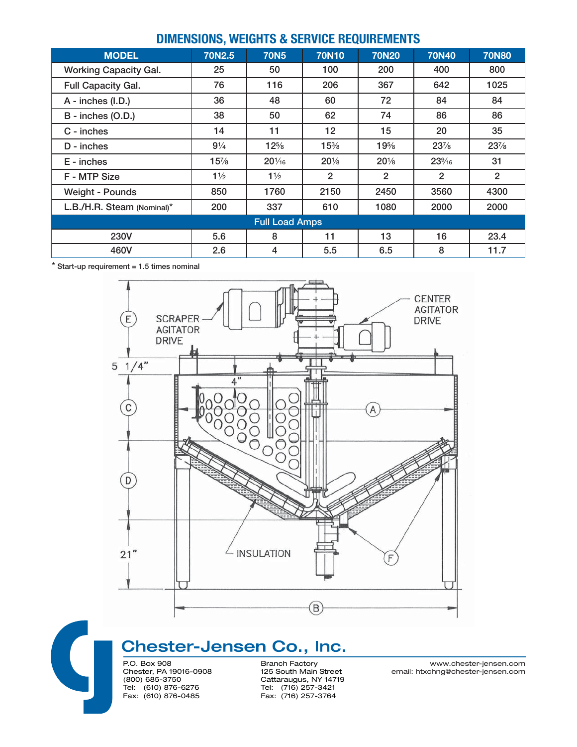## DIMENSIONS, WEIGHTS & SERVICE REQUIREMENTS

| MODEL | 70N2.5 | 70N5 | 70N10 | 70N20 | 70N40 | 70N80 |
|---|---|---|---|---|---|---|
| Working Capacity Gal. | 25 | 50 | 100 | 200 | 400 | 800 |
| Full Capacity Gal. | 76 | 116 | 206 | 367 | 642 | 1025 |
| A - inches (I.D.) | 36 | 48 | 60 | 72 | 84 | 84 |
| B - inches (O.D.) | 38 | 50 | 62 | 74 | 86 | 86 |
| C - inches | 14 | 11 | 12 | 15 | 20 | 35 |
| D - inches | 9¼ | 12⅝ | 15⅜ | 19⅝ | 23⅞ | 23⅞ |
| E - inches | 15⅞ | 20¹⁄₁₆ | 20⅛ | 20⅛ | 23⁹⁄₁₆ | 31 |
| F - MTP Size | 1½ | 1½ | 2 | 2 | 2 | 2 |
| Weight - Pounds | 850 | 1760 | 2150 | 2450 | 3560 | 4300 |
| L.B./H.R. Steam (Nominal)* | 200 | 337 | 610 | 1080 | 2000 | 2000 |
| Full Load Amps | | | | | | |
| 230V | 5.6 | 8 | 11 | 13 | 16 | 23.4 |
| 460V | 2.6 | 4 | 5.5 | 6.5 | 8 | 11.7 |

* Start-up requirement = 1.5 times nominal

E
SCRAPER AGITATOR DRIVE
CENTER AGITATOR DRIVE
5 1/4"
4"
C
A
D
INSULATION
F
21"
B

## Chester-Jensen Co., Inc.

P.O. Box 908
Chester, PA 19016-0908
(800) 685-3750
Tel: (610) 876-6276
Fax: (610) 876-0485

Branch Factory
125 South Main Street
Cattaraugus, NY 14719
Tel: (716) 257-3421
Fax: (716) 257-3764

www.chester-jensen.com
email: htxchng@chester-jensen.com